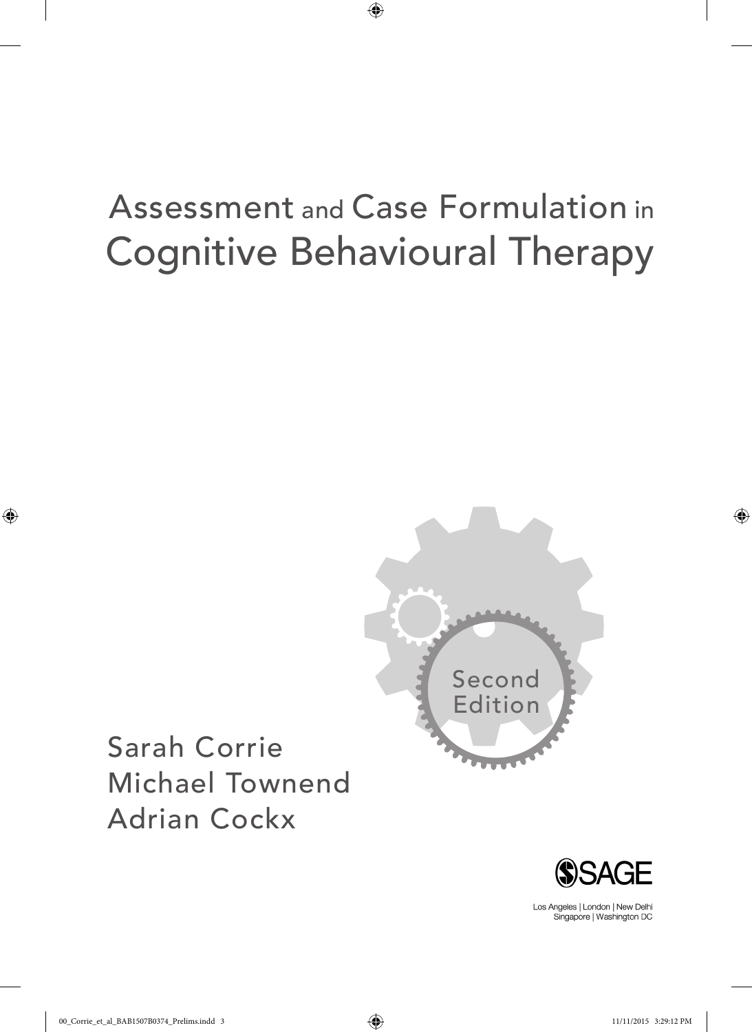# Assessment and Case Formulation in Cognitive Behavioural Therapy

Second Edition

Sarah Corrie
Michael Townend
Adrian Cockx

SAGE

Los Angeles | London | New Delhi
Singapore | Washington DC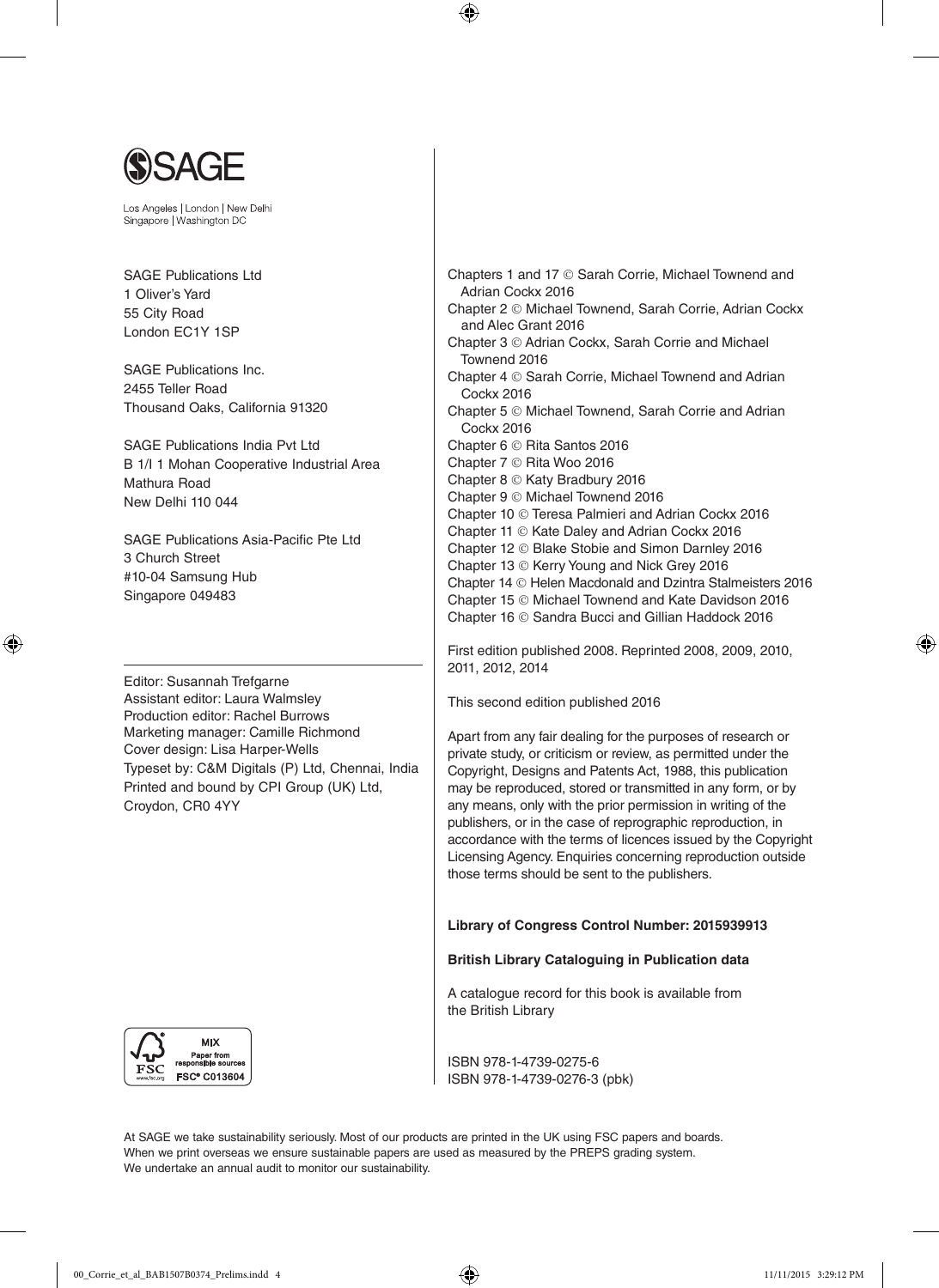SAGE

Los Angeles | London | New Delhi
Singapore | Washington DC

SAGE Publications Ltd
1 Oliver's Yard
55 City Road
London EC1Y 1SP

SAGE Publications Inc.
2455 Teller Road
Thousand Oaks, California 91320

SAGE Publications India Pvt Ltd
B 1/I 1 Mohan Cooperative Industrial Area
Mathura Road
New Delhi 110 044

SAGE Publications Asia-Pacific Pte Ltd
3 Church Street
#10-04 Samsung Hub
Singapore 049483

---

Editor: Susannah Trefgarne
Assistant editor: Laura Walmsley
Production editor: Rachel Burrows
Marketing manager: Camille Richmond
Cover design: Lisa Harper-Wells
Typeset by: C&M Digitals (P) Ltd, Chennai, India
Printed and bound by CPI Group (UK) Ltd, Croydon, CR0 4YY

MIX
Paper from responsible sources
FSC® C013604

Chapters 1 and 17 © Sarah Corrie, Michael Townend and Adrian Cockx 2016
Chapter 2 © Michael Townend, Sarah Corrie, Adrian Cockx and Alec Grant 2016
Chapter 3 © Adrian Cockx, Sarah Corrie and Michael Townend 2016
Chapter 4 © Sarah Corrie, Michael Townend and Adrian Cockx 2016
Chapter 5 © Michael Townend, Sarah Corrie and Adrian Cockx 2016
Chapter 6 © Rita Santos 2016
Chapter 7 © Rita Woo 2016
Chapter 8 © Katy Bradbury 2016
Chapter 9 © Michael Townend 2016
Chapter 10 © Teresa Palmieri and Adrian Cockx 2016
Chapter 11 © Kate Daley and Adrian Cockx 2016
Chapter 12 © Blake Stobie and Simon Darnley 2016
Chapter 13 © Kerry Young and Nick Grey 2016
Chapter 14 © Helen Macdonald and Dzintra Stalmeisters 2016
Chapter 15 © Michael Townend and Kate Davidson 2016
Chapter 16 © Sandra Bucci and Gillian Haddock 2016

First edition published 2008. Reprinted 2008, 2009, 2010, 2011, 2012, 2014

This second edition published 2016

Apart from any fair dealing for the purposes of research or private study, or criticism or review, as permitted under the Copyright, Designs and Patents Act, 1988, this publication may be reproduced, stored or transmitted in any form, or by any means, only with the prior permission in writing of the publishers, or in the case of reprographic reproduction, in accordance with the terms of licences issued by the Copyright Licensing Agency. Enquiries concerning reproduction outside those terms should be sent to the publishers.

**Library of Congress Control Number: 2015939913**

**British Library Cataloguing in Publication data**

A catalogue record for this book is available from the British Library

ISBN 978-1-4739-0275-6
ISBN 978-1-4739-0276-3 (pbk)

At SAGE we take sustainability seriously. Most of our products are printed in the UK using FSC papers and boards. When we print overseas we ensure sustainable papers are used as measured by the PREPS grading system. We undertake an annual audit to monitor our sustainability.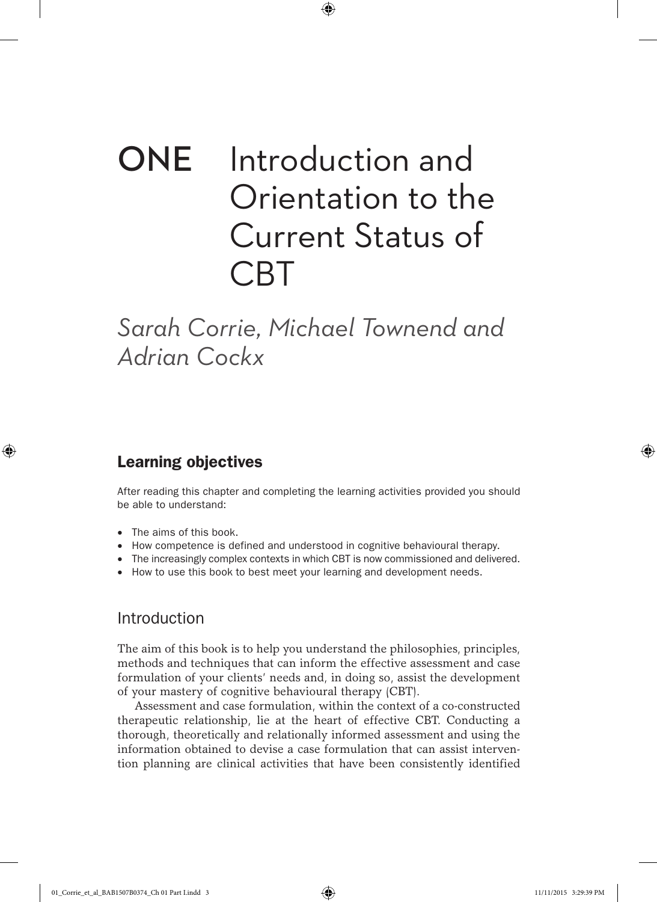# ONE Introduction and Orientation to the Current Status of CBT

*Sarah Corrie, Michael Townend and Adrian Cockx*

## Learning objectives

After reading this chapter and completing the learning activities provided you should be able to understand:

- The aims of this book.
- How competence is defined and understood in cognitive behavioural therapy.
- The increasingly complex contexts in which CBT is now commissioned and delivered.
- How to use this book to best meet your learning and development needs.

## Introduction

The aim of this book is to help you understand the philosophies, principles, methods and techniques that can inform the effective assessment and case formulation of your clients' needs and, in doing so, assist the development of your mastery of cognitive behavioural therapy (CBT).

Assessment and case formulation, within the context of a co-constructed therapeutic relationship, lie at the heart of effective CBT. Conducting a thorough, theoretically and relationally informed assessment and using the information obtained to devise a case formulation that can assist intervention planning are clinical activities that have been consistently identified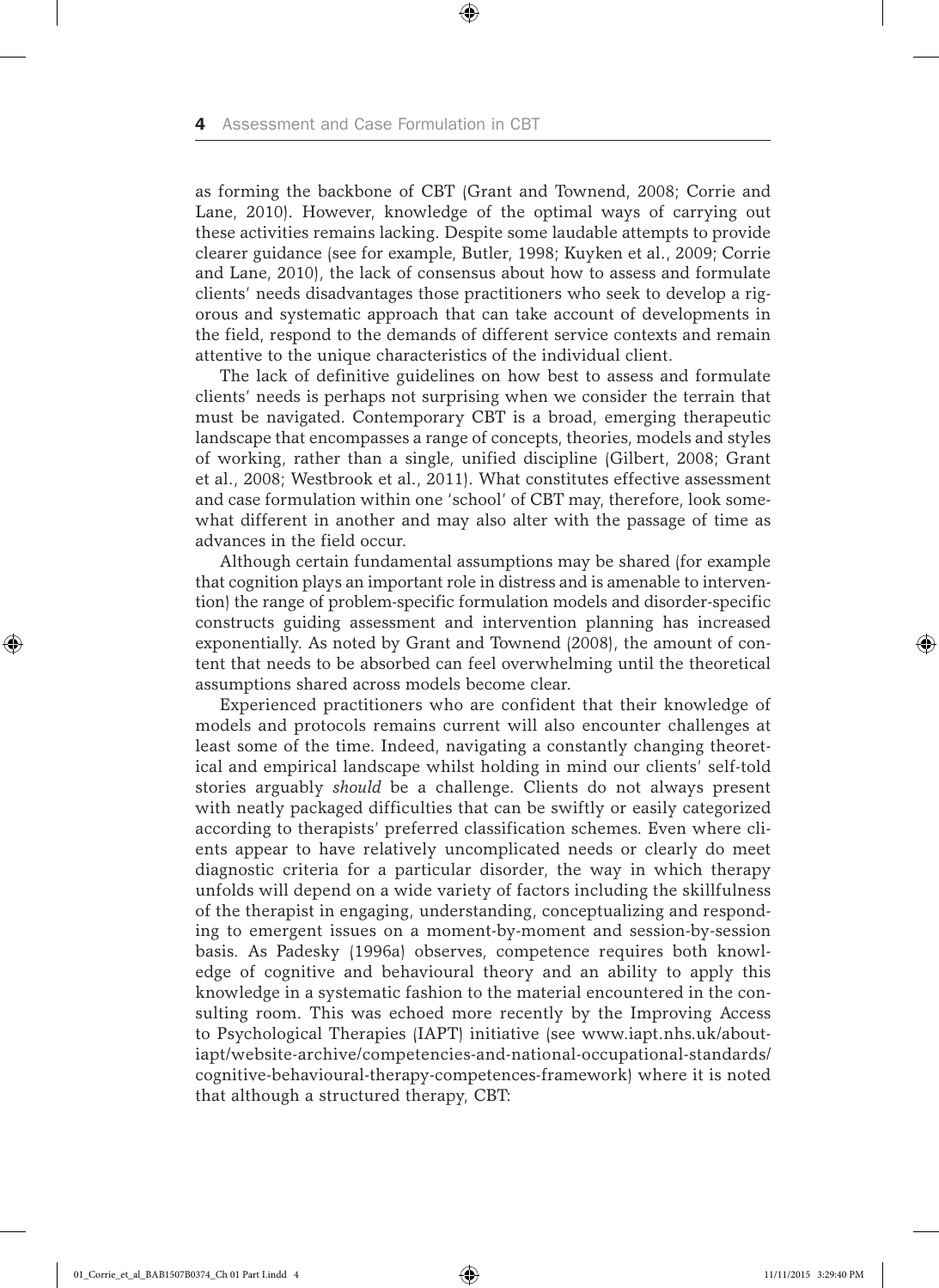as forming the backbone of CBT (Grant and Townend, 2008; Corrie and Lane, 2010). However, knowledge of the optimal ways of carrying out these activities remains lacking. Despite some laudable attempts to provide clearer guidance (see for example, Butler, 1998; Kuyken et al., 2009; Corrie and Lane, 2010), the lack of consensus about how to assess and formulate clients' needs disadvantages those practitioners who seek to develop a rigorous and systematic approach that can take account of developments in the field, respond to the demands of different service contexts and remain attentive to the unique characteristics of the individual client.

The lack of definitive guidelines on how best to assess and formulate clients' needs is perhaps not surprising when we consider the terrain that must be navigated. Contemporary CBT is a broad, emerging therapeutic landscape that encompasses a range of concepts, theories, models and styles of working, rather than a single, unified discipline (Gilbert, 2008; Grant et al., 2008; Westbrook et al., 2011). What constitutes effective assessment and case formulation within one 'school' of CBT may, therefore, look somewhat different in another and may also alter with the passage of time as advances in the field occur.

Although certain fundamental assumptions may be shared (for example that cognition plays an important role in distress and is amenable to intervention) the range of problem-specific formulation models and disorder-specific constructs guiding assessment and intervention planning has increased exponentially. As noted by Grant and Townend (2008), the amount of content that needs to be absorbed can feel overwhelming until the theoretical assumptions shared across models become clear.

Experienced practitioners who are confident that their knowledge of models and protocols remains current will also encounter challenges at least some of the time. Indeed, navigating a constantly changing theoretical and empirical landscape whilst holding in mind our clients' self-told stories arguably *should* be a challenge. Clients do not always present with neatly packaged difficulties that can be swiftly or easily categorized according to therapists' preferred classification schemes. Even where clients appear to have relatively uncomplicated needs or clearly do meet diagnostic criteria for a particular disorder, the way in which therapy unfolds will depend on a wide variety of factors including the skillfulness of the therapist in engaging, understanding, conceptualizing and responding to emergent issues on a moment-by-moment and session-by-session basis. As Padesky (1996a) observes, competence requires both knowledge of cognitive and behavioural theory and an ability to apply this knowledge in a systematic fashion to the material encountered in the consulting room. This was echoed more recently by the Improving Access to Psychological Therapies (IAPT) initiative (see www.iapt.nhs.uk/about-iapt/website-archive/competencies-and-national-occupational-standards/cognitive-behavioural-therapy-competences-framework) where it is noted that although a structured therapy, CBT: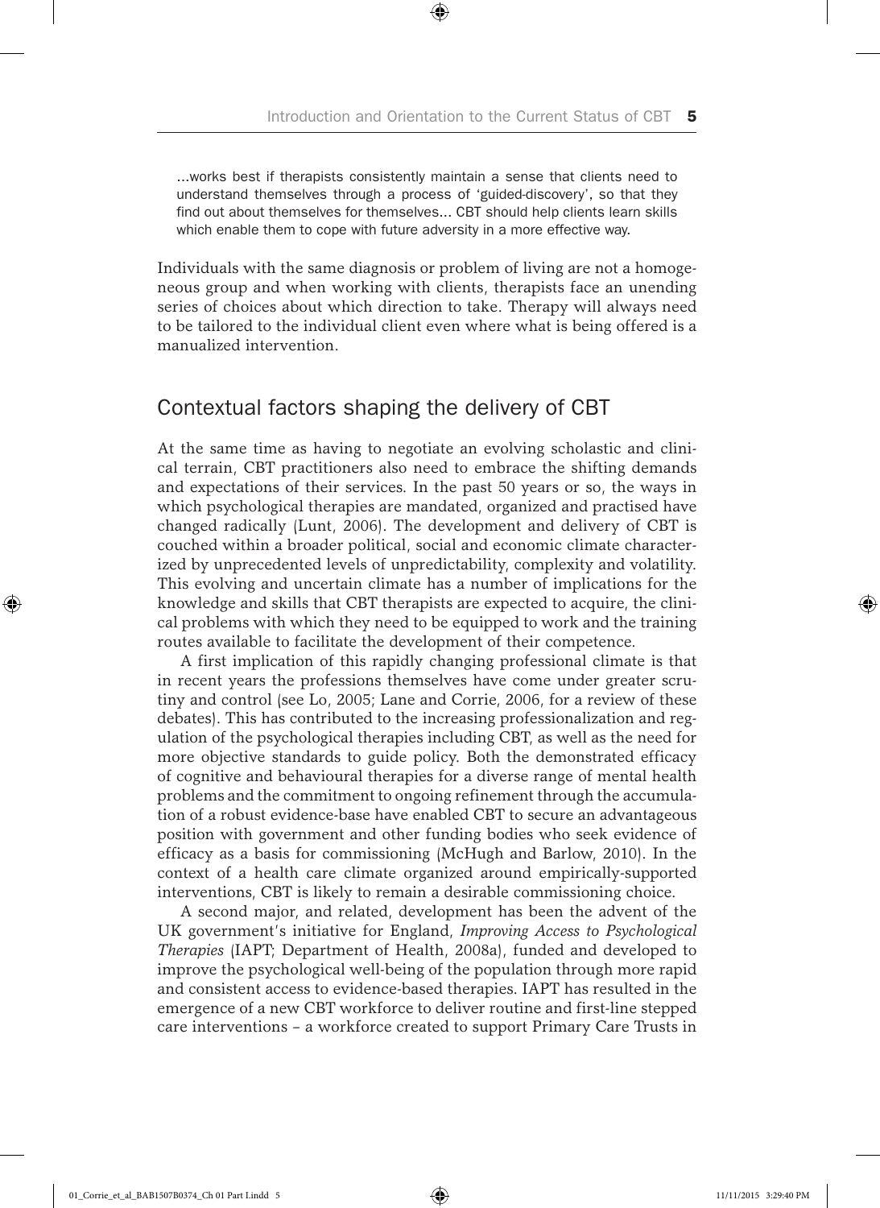> ...works best if therapists consistently maintain a sense that clients need to understand themselves through a process of 'guided-discovery', so that they find out about themselves for themselves... CBT should help clients learn skills which enable them to cope with future adversity in a more effective way.

Individuals with the same diagnosis or problem of living are not a homogeneous group and when working with clients, therapists face an unending series of choices about which direction to take. Therapy will always need to be tailored to the individual client even where what is being offered is a manualized intervention.

## Contextual factors shaping the delivery of CBT

At the same time as having to negotiate an evolving scholastic and clinical terrain, CBT practitioners also need to embrace the shifting demands and expectations of their services. In the past 50 years or so, the ways in which psychological therapies are mandated, organized and practised have changed radically (Lunt, 2006). The development and delivery of CBT is couched within a broader political, social and economic climate characterized by unprecedented levels of unpredictability, complexity and volatility. This evolving and uncertain climate has a number of implications for the knowledge and skills that CBT therapists are expected to acquire, the clinical problems with which they need to be equipped to work and the training routes available to facilitate the development of their competence.

A first implication of this rapidly changing professional climate is that in recent years the professions themselves have come under greater scrutiny and control (see Lo, 2005; Lane and Corrie, 2006, for a review of these debates). This has contributed to the increasing professionalization and regulation of the psychological therapies including CBT, as well as the need for more objective standards to guide policy. Both the demonstrated efficacy of cognitive and behavioural therapies for a diverse range of mental health problems and the commitment to ongoing refinement through the accumulation of a robust evidence-base have enabled CBT to secure an advantageous position with government and other funding bodies who seek evidence of efficacy as a basis for commissioning (McHugh and Barlow, 2010). In the context of a health care climate organized around empirically-supported interventions, CBT is likely to remain a desirable commissioning choice.

A second major, and related, development has been the advent of the UK government's initiative for England, *Improving Access to Psychological Therapies* (IAPT; Department of Health, 2008a), funded and developed to improve the psychological well-being of the population through more rapid and consistent access to evidence-based therapies. IAPT has resulted in the emergence of a new CBT workforce to deliver routine and first-line stepped care interventions – a workforce created to support Primary Care Trusts in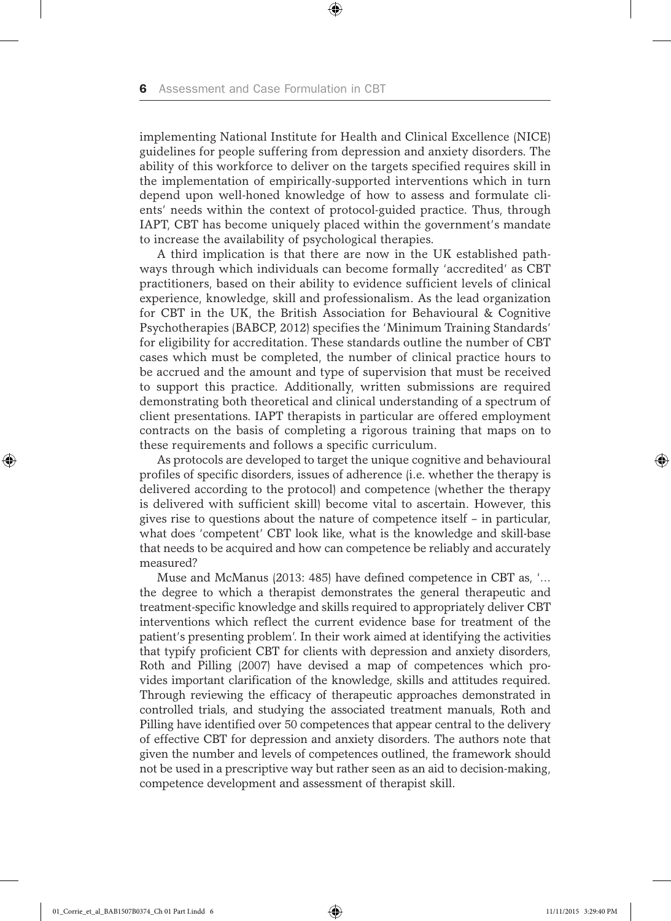implementing National Institute for Health and Clinical Excellence (NICE) guidelines for people suffering from depression and anxiety disorders. The ability of this workforce to deliver on the targets specified requires skill in the implementation of empirically-supported interventions which in turn depend upon well-honed knowledge of how to assess and formulate clients' needs within the context of protocol-guided practice. Thus, through IAPT, CBT has become uniquely placed within the government's mandate to increase the availability of psychological therapies.

A third implication is that there are now in the UK established pathways through which individuals can become formally 'accredited' as CBT practitioners, based on their ability to evidence sufficient levels of clinical experience, knowledge, skill and professionalism. As the lead organization for CBT in the UK, the British Association for Behavioural & Cognitive Psychotherapies (BABCP, 2012) specifies the 'Minimum Training Standards' for eligibility for accreditation. These standards outline the number of CBT cases which must be completed, the number of clinical practice hours to be accrued and the amount and type of supervision that must be received to support this practice. Additionally, written submissions are required demonstrating both theoretical and clinical understanding of a spectrum of client presentations. IAPT therapists in particular are offered employment contracts on the basis of completing a rigorous training that maps on to these requirements and follows a specific curriculum.

As protocols are developed to target the unique cognitive and behavioural profiles of specific disorders, issues of adherence (i.e. whether the therapy is delivered according to the protocol) and competence (whether the therapy is delivered with sufficient skill) become vital to ascertain. However, this gives rise to questions about the nature of competence itself – in particular, what does 'competent' CBT look like, what is the knowledge and skill-base that needs to be acquired and how can competence be reliably and accurately measured?

Muse and McManus (2013: 485) have defined competence in CBT as, '... the degree to which a therapist demonstrates the general therapeutic and treatment-specific knowledge and skills required to appropriately deliver CBT interventions which reflect the current evidence base for treatment of the patient's presenting problem'. In their work aimed at identifying the activities that typify proficient CBT for clients with depression and anxiety disorders, Roth and Pilling (2007) have devised a map of competences which provides important clarification of the knowledge, skills and attitudes required. Through reviewing the efficacy of therapeutic approaches demonstrated in controlled trials, and studying the associated treatment manuals, Roth and Pilling have identified over 50 competences that appear central to the delivery of effective CBT for depression and anxiety disorders. The authors note that given the number and levels of competences outlined, the framework should not be used in a prescriptive way but rather seen as an aid to decision-making, competence development and assessment of therapist skill.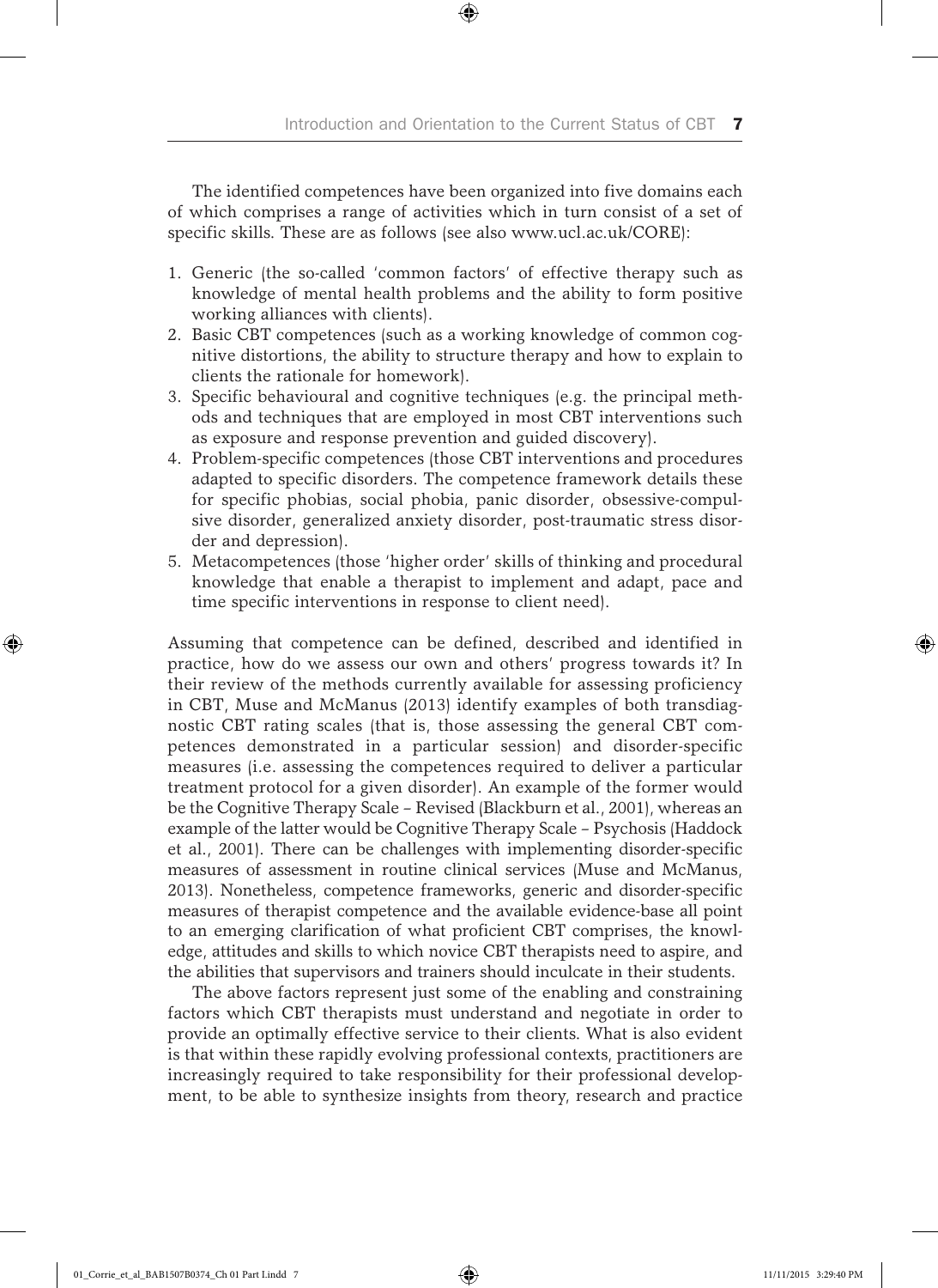The identified competences have been organized into five domains each of which comprises a range of activities which in turn consist of a set of specific skills. These are as follows (see also www.ucl.ac.uk/CORE):

1. Generic (the so-called 'common factors' of effective therapy such as knowledge of mental health problems and the ability to form positive working alliances with clients).
2. Basic CBT competences (such as a working knowledge of common cognitive distortions, the ability to structure therapy and how to explain to clients the rationale for homework).
3. Specific behavioural and cognitive techniques (e.g. the principal methods and techniques that are employed in most CBT interventions such as exposure and response prevention and guided discovery).
4. Problem-specific competences (those CBT interventions and procedures adapted to specific disorders. The competence framework details these for specific phobias, social phobia, panic disorder, obsessive-compulsive disorder, generalized anxiety disorder, post-traumatic stress disorder and depression).
5. Metacompetences (those 'higher order' skills of thinking and procedural knowledge that enable a therapist to implement and adapt, pace and time specific interventions in response to client need).

Assuming that competence can be defined, described and identified in practice, how do we assess our own and others' progress towards it? In their review of the methods currently available for assessing proficiency in CBT, Muse and McManus (2013) identify examples of both transdiagnostic CBT rating scales (that is, those assessing the general CBT competences demonstrated in a particular session) and disorder-specific measures (i.e. assessing the competences required to deliver a particular treatment protocol for a given disorder). An example of the former would be the Cognitive Therapy Scale – Revised (Blackburn et al., 2001), whereas an example of the latter would be Cognitive Therapy Scale – Psychosis (Haddock et al., 2001). There can be challenges with implementing disorder-specific measures of assessment in routine clinical services (Muse and McManus, 2013). Nonetheless, competence frameworks, generic and disorder-specific measures of therapist competence and the available evidence-base all point to an emerging clarification of what proficient CBT comprises, the knowledge, attitudes and skills to which novice CBT therapists need to aspire, and the abilities that supervisors and trainers should inculcate in their students.

The above factors represent just some of the enabling and constraining factors which CBT therapists must understand and negotiate in order to provide an optimally effective service to their clients. What is also evident is that within these rapidly evolving professional contexts, practitioners are increasingly required to take responsibility for their professional development, to be able to synthesize insights from theory, research and practice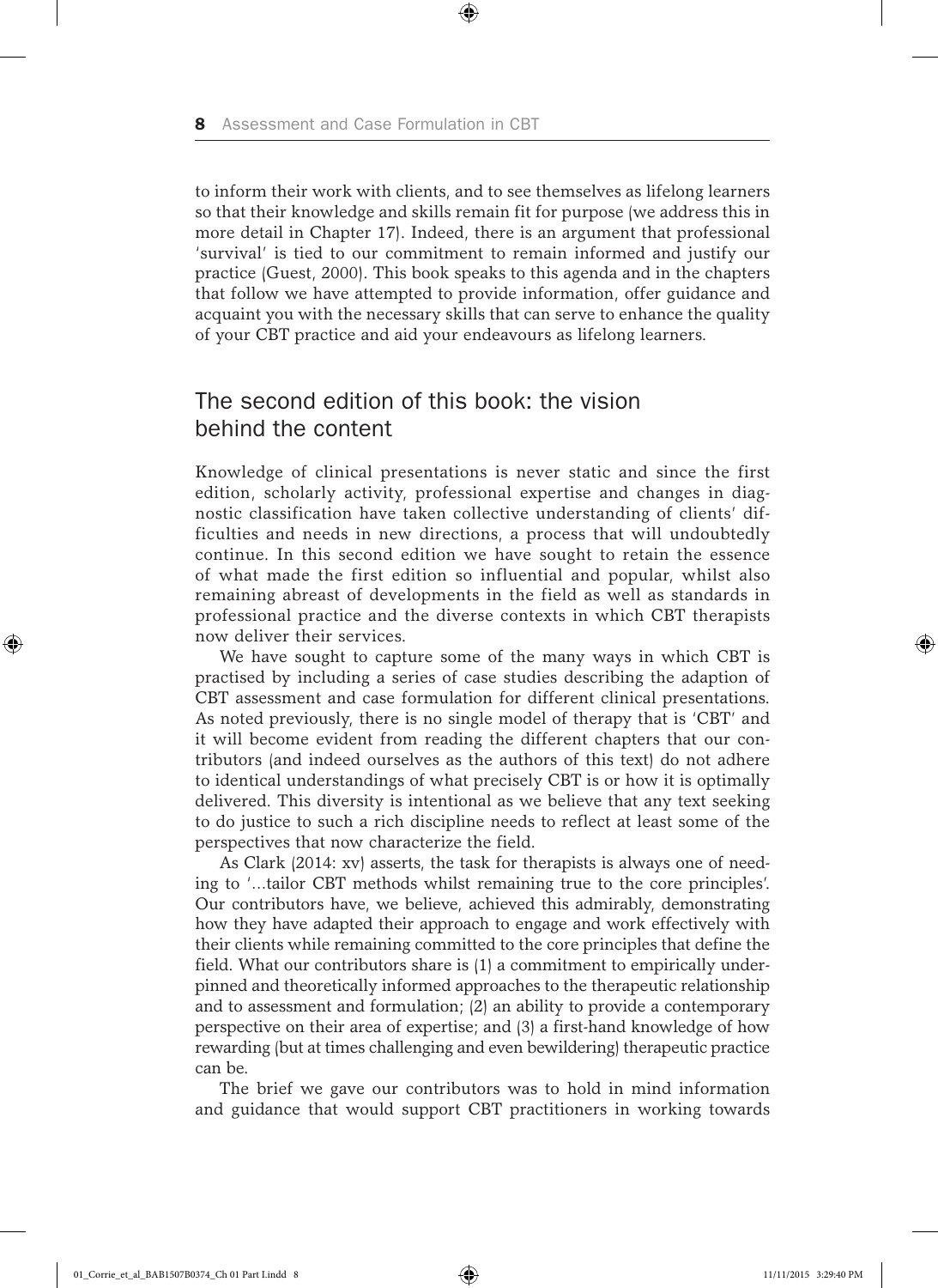to inform their work with clients, and to see themselves as lifelong learners so that their knowledge and skills remain fit for purpose (we address this in more detail in Chapter 17). Indeed, there is an argument that professional 'survival' is tied to our commitment to remain informed and justify our practice (Guest, 2000). This book speaks to this agenda and in the chapters that follow we have attempted to provide information, offer guidance and acquaint you with the necessary skills that can serve to enhance the quality of your CBT practice and aid your endeavours as lifelong learners.

## The second edition of this book: the vision behind the content

Knowledge of clinical presentations is never static and since the first edition, scholarly activity, professional expertise and changes in diagnostic classification have taken collective understanding of clients' difficulties and needs in new directions, a process that will undoubtedly continue. In this second edition we have sought to retain the essence of what made the first edition so influential and popular, whilst also remaining abreast of developments in the field as well as standards in professional practice and the diverse contexts in which CBT therapists now deliver their services.

We have sought to capture some of the many ways in which CBT is practised by including a series of case studies describing the adaption of CBT assessment and case formulation for different clinical presentations. As noted previously, there is no single model of therapy that is 'CBT' and it will become evident from reading the different chapters that our contributors (and indeed ourselves as the authors of this text) do not adhere to identical understandings of what precisely CBT is or how it is optimally delivered. This diversity is intentional as we believe that any text seeking to do justice to such a rich discipline needs to reflect at least some of the perspectives that now characterize the field.

As Clark (2014: xv) asserts, the task for therapists is always one of needing to '...tailor CBT methods whilst remaining true to the core principles'. Our contributors have, we believe, achieved this admirably, demonstrating how they have adapted their approach to engage and work effectively with their clients while remaining committed to the core principles that define the field. What our contributors share is (1) a commitment to empirically underpinned and theoretically informed approaches to the therapeutic relationship and to assessment and formulation; (2) an ability to provide a contemporary perspective on their area of expertise; and (3) a first-hand knowledge of how rewarding (but at times challenging and even bewildering) therapeutic practice can be.

The brief we gave our contributors was to hold in mind information and guidance that would support CBT practitioners in working towards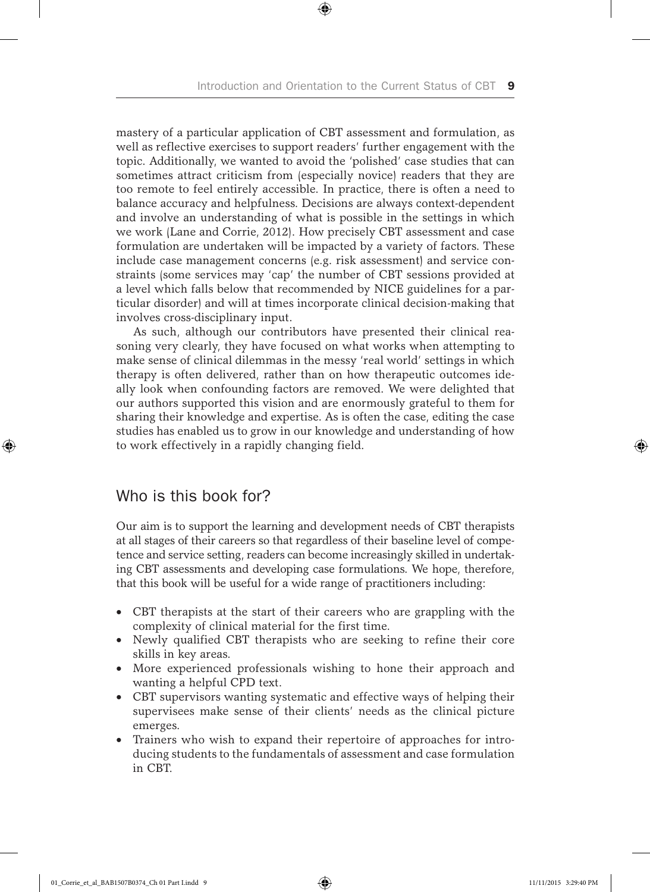mastery of a particular application of CBT assessment and formulation, as well as reflective exercises to support readers' further engagement with the topic. Additionally, we wanted to avoid the 'polished' case studies that can sometimes attract criticism from (especially novice) readers that they are too remote to feel entirely accessible. In practice, there is often a need to balance accuracy and helpfulness. Decisions are always context-dependent and involve an understanding of what is possible in the settings in which we work (Lane and Corrie, 2012). How precisely CBT assessment and case formulation are undertaken will be impacted by a variety of factors. These include case management concerns (e.g. risk assessment) and service constraints (some services may 'cap' the number of CBT sessions provided at a level which falls below that recommended by NICE guidelines for a particular disorder) and will at times incorporate clinical decision-making that involves cross-disciplinary input.

As such, although our contributors have presented their clinical reasoning very clearly, they have focused on what works when attempting to make sense of clinical dilemmas in the messy 'real world' settings in which therapy is often delivered, rather than on how therapeutic outcomes ideally look when confounding factors are removed. We were delighted that our authors supported this vision and are enormously grateful to them for sharing their knowledge and expertise. As is often the case, editing the case studies has enabled us to grow in our knowledge and understanding of how to work effectively in a rapidly changing field.

## Who is this book for?

Our aim is to support the learning and development needs of CBT therapists at all stages of their careers so that regardless of their baseline level of competence and service setting, readers can become increasingly skilled in undertaking CBT assessments and developing case formulations. We hope, therefore, that this book will be useful for a wide range of practitioners including:

- CBT therapists at the start of their careers who are grappling with the complexity of clinical material for the first time.
- Newly qualified CBT therapists who are seeking to refine their core skills in key areas.
- More experienced professionals wishing to hone their approach and wanting a helpful CPD text.
- CBT supervisors wanting systematic and effective ways of helping their supervisees make sense of their clients' needs as the clinical picture emerges.
- Trainers who wish to expand their repertoire of approaches for introducing students to the fundamentals of assessment and case formulation in CBT.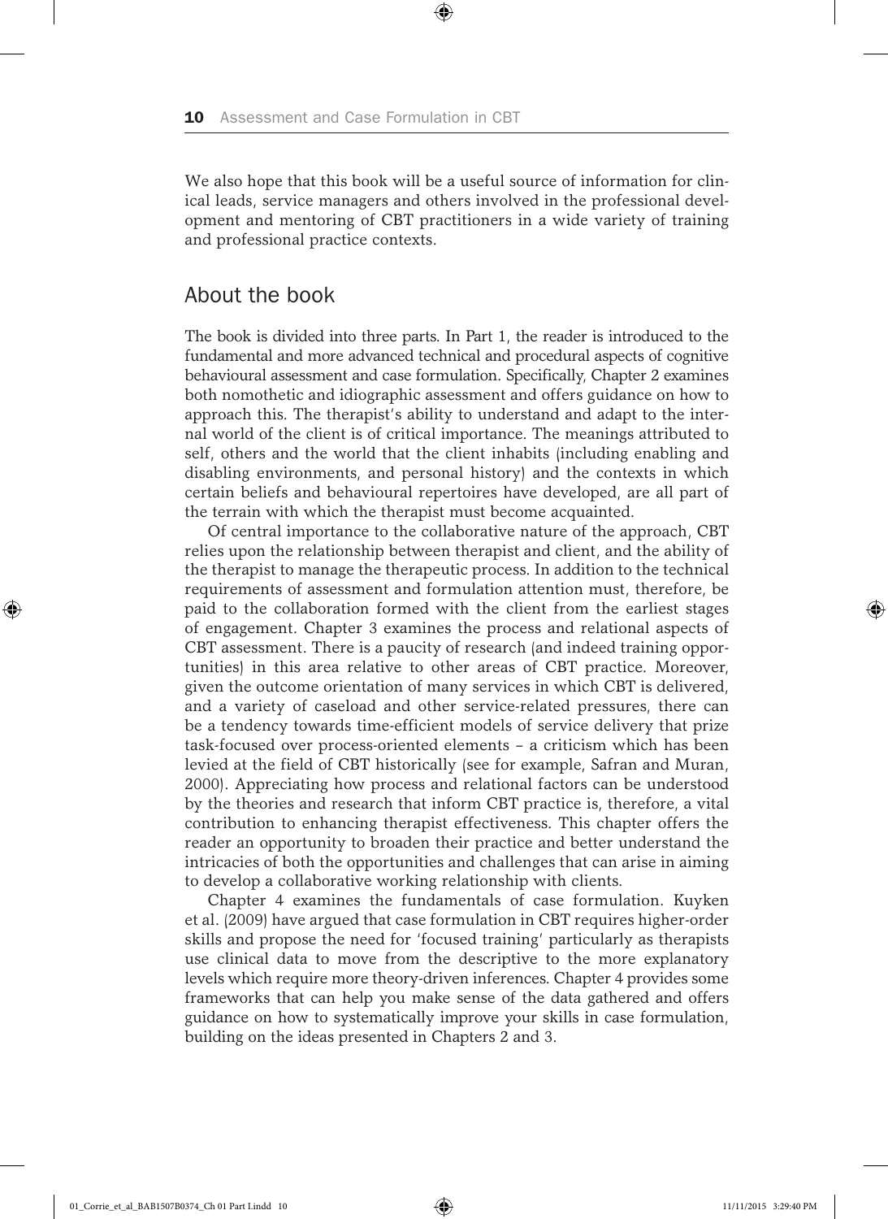We also hope that this book will be a useful source of information for clinical leads, service managers and others involved in the professional development and mentoring of CBT practitioners in a wide variety of training and professional practice contexts.

## About the book

The book is divided into three parts. In Part 1, the reader is introduced to the fundamental and more advanced technical and procedural aspects of cognitive behavioural assessment and case formulation. Specifically, Chapter 2 examines both nomothetic and idiographic assessment and offers guidance on how to approach this. The therapist's ability to understand and adapt to the internal world of the client is of critical importance. The meanings attributed to self, others and the world that the client inhabits (including enabling and disabling environments, and personal history) and the contexts in which certain beliefs and behavioural repertoires have developed, are all part of the terrain with which the therapist must become acquainted.

Of central importance to the collaborative nature of the approach, CBT relies upon the relationship between therapist and client, and the ability of the therapist to manage the therapeutic process. In addition to the technical requirements of assessment and formulation attention must, therefore, be paid to the collaboration formed with the client from the earliest stages of engagement. Chapter 3 examines the process and relational aspects of CBT assessment. There is a paucity of research (and indeed training opportunities) in this area relative to other areas of CBT practice. Moreover, given the outcome orientation of many services in which CBT is delivered, and a variety of caseload and other service-related pressures, there can be a tendency towards time-efficient models of service delivery that prize task-focused over process-oriented elements – a criticism which has been levied at the field of CBT historically (see for example, Safran and Muran, 2000). Appreciating how process and relational factors can be understood by the theories and research that inform CBT practice is, therefore, a vital contribution to enhancing therapist effectiveness. This chapter offers the reader an opportunity to broaden their practice and better understand the intricacies of both the opportunities and challenges that can arise in aiming to develop a collaborative working relationship with clients.

Chapter 4 examines the fundamentals of case formulation. Kuyken et al. (2009) have argued that case formulation in CBT requires higher-order skills and propose the need for 'focused training' particularly as therapists use clinical data to move from the descriptive to the more explanatory levels which require more theory-driven inferences. Chapter 4 provides some frameworks that can help you make sense of the data gathered and offers guidance on how to systematically improve your skills in case formulation, building on the ideas presented in Chapters 2 and 3.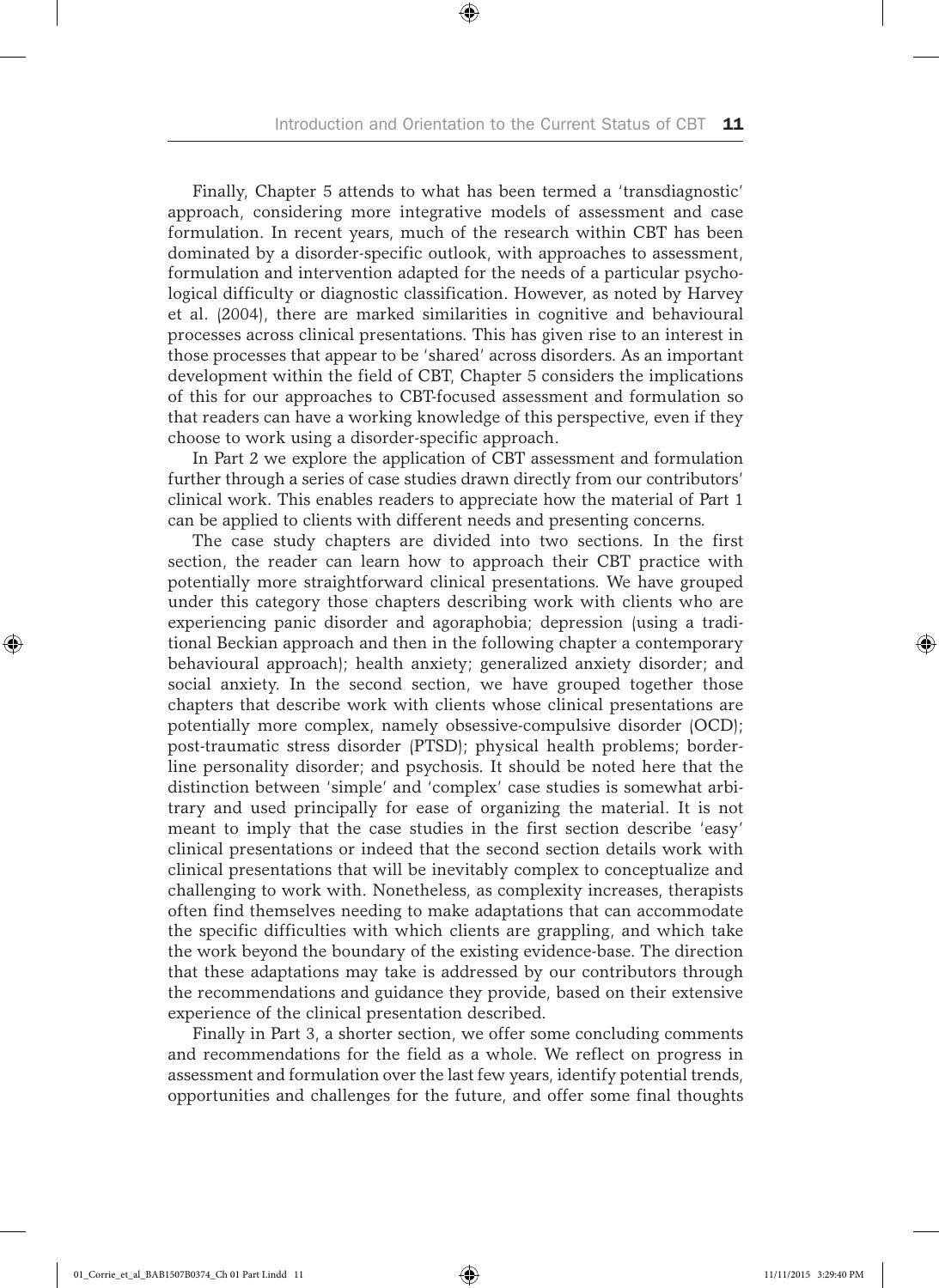Finally, Chapter 5 attends to what has been termed a 'transdiagnostic' approach, considering more integrative models of assessment and case formulation. In recent years, much of the research within CBT has been dominated by a disorder-specific outlook, with approaches to assessment, formulation and intervention adapted for the needs of a particular psychological difficulty or diagnostic classification. However, as noted by Harvey et al. (2004), there are marked similarities in cognitive and behavioural processes across clinical presentations. This has given rise to an interest in those processes that appear to be 'shared' across disorders. As an important development within the field of CBT, Chapter 5 considers the implications of this for our approaches to CBT-focused assessment and formulation so that readers can have a working knowledge of this perspective, even if they choose to work using a disorder-specific approach.

In Part 2 we explore the application of CBT assessment and formulation further through a series of case studies drawn directly from our contributors' clinical work. This enables readers to appreciate how the material of Part 1 can be applied to clients with different needs and presenting concerns.

The case study chapters are divided into two sections. In the first section, the reader can learn how to approach their CBT practice with potentially more straightforward clinical presentations. We have grouped under this category those chapters describing work with clients who are experiencing panic disorder and agoraphobia; depression (using a traditional Beckian approach and then in the following chapter a contemporary behavioural approach); health anxiety; generalized anxiety disorder; and social anxiety. In the second section, we have grouped together those chapters that describe work with clients whose clinical presentations are potentially more complex, namely obsessive-compulsive disorder (OCD); post-traumatic stress disorder (PTSD); physical health problems; borderline personality disorder; and psychosis. It should be noted here that the distinction between 'simple' and 'complex' case studies is somewhat arbitrary and used principally for ease of organizing the material. It is not meant to imply that the case studies in the first section describe 'easy' clinical presentations or indeed that the second section details work with clinical presentations that will be inevitably complex to conceptualize and challenging to work with. Nonetheless, as complexity increases, therapists often find themselves needing to make adaptations that can accommodate the specific difficulties with which clients are grappling, and which take the work beyond the boundary of the existing evidence-base. The direction that these adaptations may take is addressed by our contributors through the recommendations and guidance they provide, based on their extensive experience of the clinical presentation described.

Finally in Part 3, a shorter section, we offer some concluding comments and recommendations for the field as a whole. We reflect on progress in assessment and formulation over the last few years, identify potential trends, opportunities and challenges for the future, and offer some final thoughts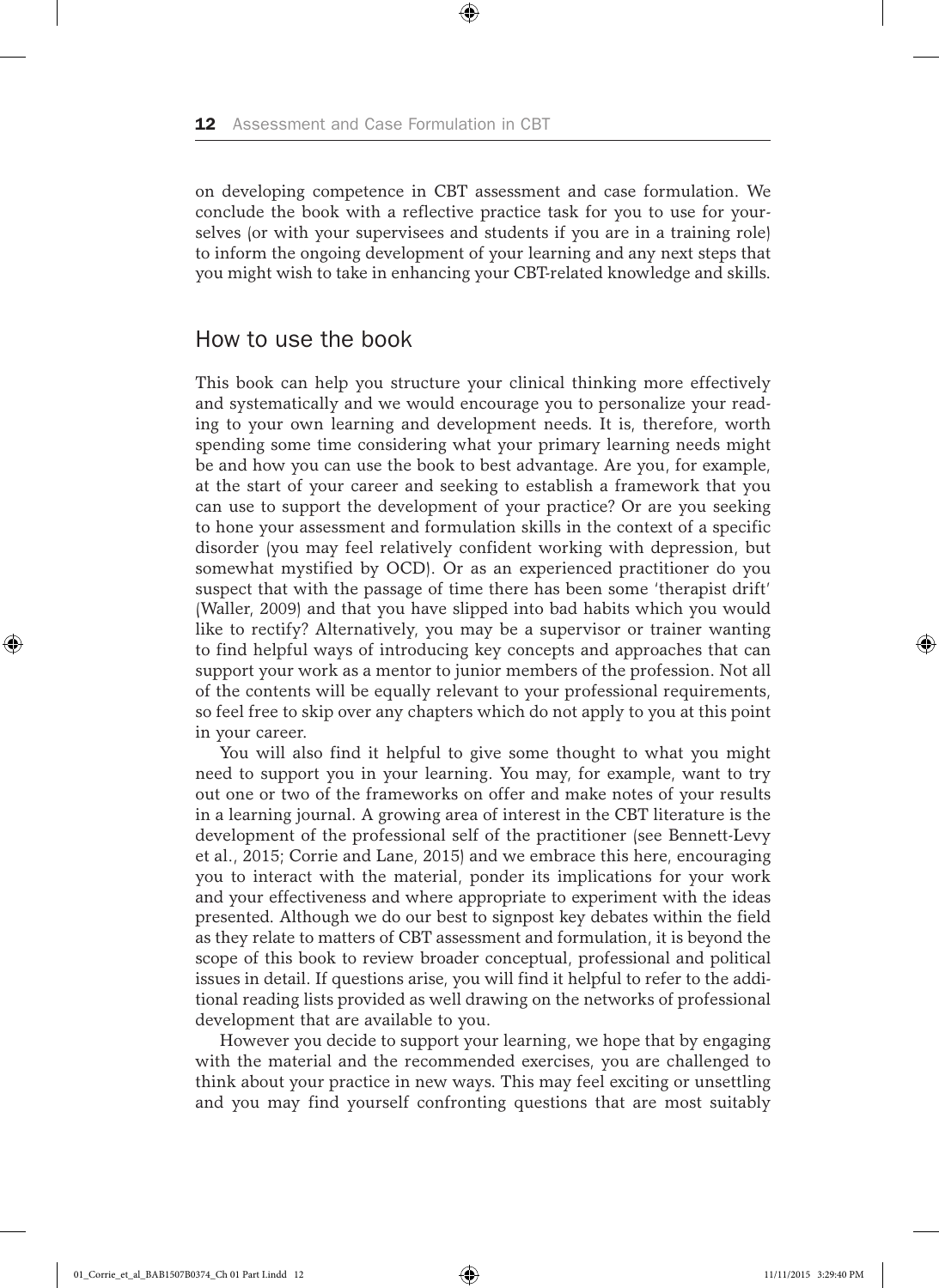on developing competence in CBT assessment and case formulation. We conclude the book with a reflective practice task for you to use for yourselves (or with your supervisees and students if you are in a training role) to inform the ongoing development of your learning and any next steps that you might wish to take in enhancing your CBT-related knowledge and skills.

## How to use the book

This book can help you structure your clinical thinking more effectively and systematically and we would encourage you to personalize your reading to your own learning and development needs. It is, therefore, worth spending some time considering what your primary learning needs might be and how you can use the book to best advantage. Are you, for example, at the start of your career and seeking to establish a framework that you can use to support the development of your practice? Or are you seeking to hone your assessment and formulation skills in the context of a specific disorder (you may feel relatively confident working with depression, but somewhat mystified by OCD). Or as an experienced practitioner do you suspect that with the passage of time there has been some 'therapist drift' (Waller, 2009) and that you have slipped into bad habits which you would like to rectify? Alternatively, you may be a supervisor or trainer wanting to find helpful ways of introducing key concepts and approaches that can support your work as a mentor to junior members of the profession. Not all of the contents will be equally relevant to your professional requirements, so feel free to skip over any chapters which do not apply to you at this point in your career.

You will also find it helpful to give some thought to what you might need to support you in your learning. You may, for example, want to try out one or two of the frameworks on offer and make notes of your results in a learning journal. A growing area of interest in the CBT literature is the development of the professional self of the practitioner (see Bennett-Levy et al., 2015; Corrie and Lane, 2015) and we embrace this here, encouraging you to interact with the material, ponder its implications for your work and your effectiveness and where appropriate to experiment with the ideas presented. Although we do our best to signpost key debates within the field as they relate to matters of CBT assessment and formulation, it is beyond the scope of this book to review broader conceptual, professional and political issues in detail. If questions arise, you will find it helpful to refer to the additional reading lists provided as well drawing on the networks of professional development that are available to you.

However you decide to support your learning, we hope that by engaging with the material and the recommended exercises, you are challenged to think about your practice in new ways. This may feel exciting or unsettling and you may find yourself confronting questions that are most suitably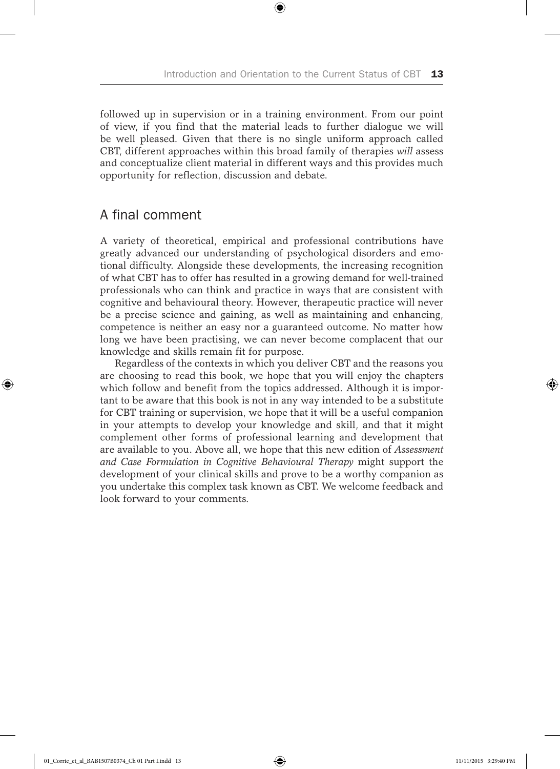followed up in supervision or in a training environment. From our point of view, if you find that the material leads to further dialogue we will be well pleased. Given that there is no single uniform approach called CBT, different approaches within this broad family of therapies *will* assess and conceptualize client material in different ways and this provides much opportunity for reflection, discussion and debate.

## A final comment

A variety of theoretical, empirical and professional contributions have greatly advanced our understanding of psychological disorders and emotional difficulty. Alongside these developments, the increasing recognition of what CBT has to offer has resulted in a growing demand for well-trained professionals who can think and practice in ways that are consistent with cognitive and behavioural theory. However, therapeutic practice will never be a precise science and gaining, as well as maintaining and enhancing, competence is neither an easy nor a guaranteed outcome. No matter how long we have been practising, we can never become complacent that our knowledge and skills remain fit for purpose.

Regardless of the contexts in which you deliver CBT and the reasons you are choosing to read this book, we hope that you will enjoy the chapters which follow and benefit from the topics addressed. Although it is important to be aware that this book is not in any way intended to be a substitute for CBT training or supervision, we hope that it will be a useful companion in your attempts to develop your knowledge and skill, and that it might complement other forms of professional learning and development that are available to you. Above all, we hope that this new edition of *Assessment and Case Formulation in Cognitive Behavioural Therapy* might support the development of your clinical skills and prove to be a worthy companion as you undertake this complex task known as CBT. We welcome feedback and look forward to your comments.